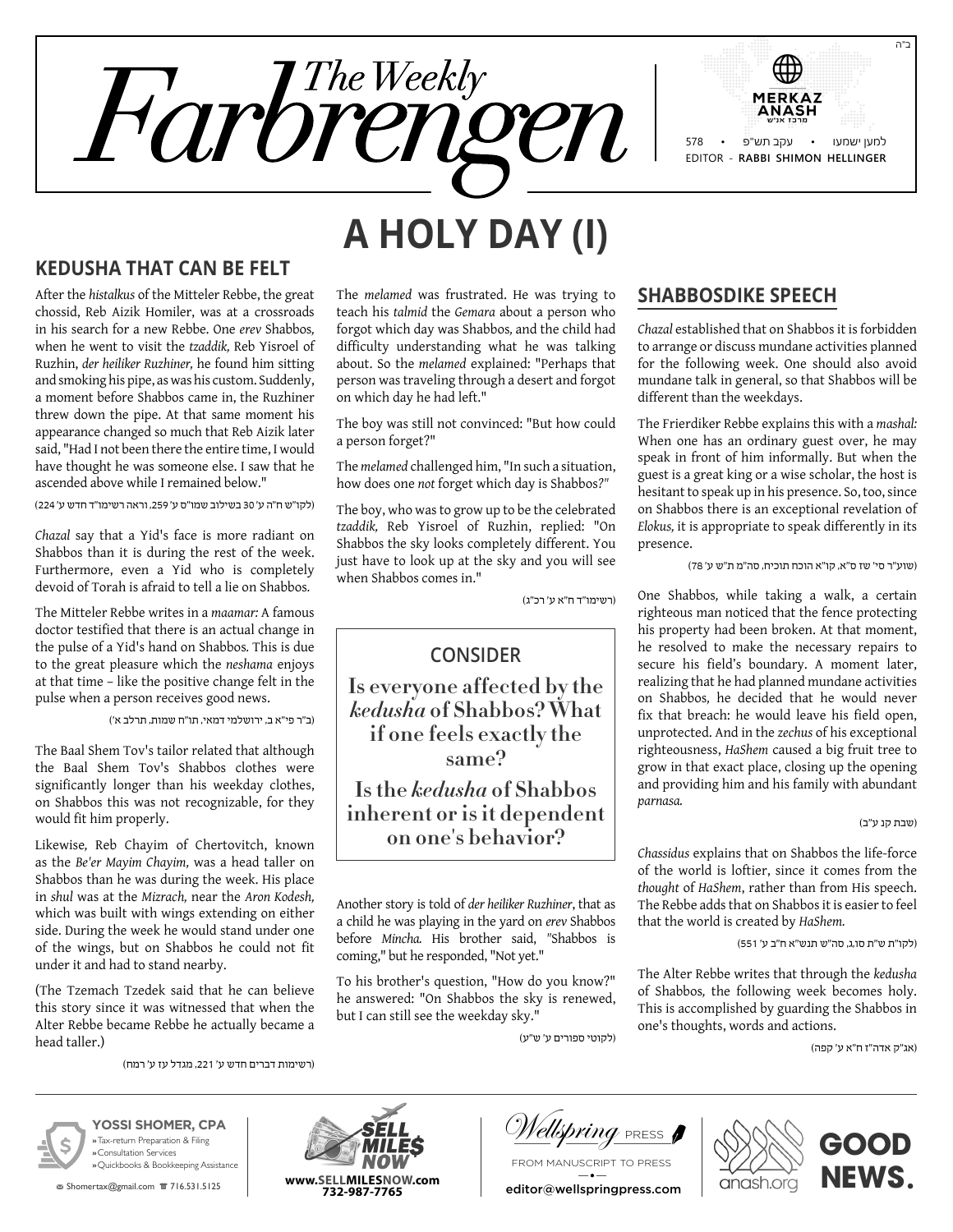ב"ה

# The Weekly Farbrengen

MERKAZ ANASH

למען ישמעו • עקב תש"פ • 578

EDITOR - RABBI SHIMON HELLINGER

# A HOLY DAY (I)

## KEDUSHA THAT CAN BE FELT

After the *histalkus* of the Mitteler Rebbe, the great chossid, Reb Aizik Homiler, was at a crossroads in his search for a new Rebbe. One *erev* Shabbos, when he went to visit the *tzaddik*, Reb Yisroel of Ruzhin, *der heiliker Ruzhiner*, he found him sitting and smoking his pipe, as was his custom. Suddenly, a moment before Shabbos came in, the Ruzhiner threw down the pipe. At that same moment his appearance changed so much that Reb Aizik later said, "Had I not been there the entire time, I would have thought he was someone else. I saw that he ascended above while I remained below."

(לקו"ש ח"ה ע' 30 בשילוב שמו"ס ע' 259, וראה רשימו"ד חדש ע' 224)

*Chazal* say that a Yid's face is more radiant on Shabbos than it is during the rest of the week. Furthermore, even a Yid who is completely devoid of Torah is afraid to tell a lie on Shabbos.

The Mitteler Rebbe writes in a *maamar:* A famous doctor testified that there is an actual change in the pulse of a Yid's hand on Shabbos. This is due to the great pleasure which the *neshama* enjoys at that time – like the positive change felt in the pulse when a person receives good news.

(ב"ר פי"א ב, ירושלמי דמאי, תו"ח שמות, תרלב א')

The Baal Shem Tov's tailor related that although the Baal Shem Tov's Shabbos clothes were significantly longer than his weekday clothes, on Shabbos this was not recognizable, for they would fit him properly.

Likewise, Reb Chayim of Chertovitch, known as the *Be'er Mayim Chayim*, was a head taller on Shabbos than he was during the week. His place in *shul* was at the *Mizrach*, near the *Aron Kodesh*, which was built with wings extending on either side. During the week he would stand under one of the wings, but on Shabbos he could not fit under it and had to stand nearby.

(The Tzemach Tzedek said that he can believe this story since it was witnessed that when the Alter Rebbe became Rebbe he actually became a head taller.)

(רשימות דברים חדש ע' 221, מגדל עז ע' רמח)

The *melamed* was frustrated. He was trying to teach his *talmid* the *Gemara* about a person who forgot which day was Shabbos, and the child had difficulty understanding what he was talking about. So the *melamed* explained: "Perhaps that person was traveling through a desert and forgot on which day he had left."

The boy was still not convinced: "But how could a person forget?"

The *melamed* challenged him, "In such a situation, how does one *not* forget which day is Shabbos?"

The boy, who was to grow up to be the celebrated *tzaddik*, Reb Yisroel of Ruzhin, replied: "On Shabbos the sky looks completely different. You just have to look up at the sky and you will see when Shabbos comes in."

(רשימו"ד ח"א ע' רכ"ג)

> **CONSIDER**
>
> **Is everyone affected by the *kedusha* of Shabbos? What if one feels exactly the same?**
>
> **Is the *kedusha* of Shabbos inherent or is it dependent on one's behavior?**

Another story is told of *der heiliker Ruzhiner*, that as a child he was playing in the yard on *erev* Shabbos before *Mincha*. His brother said, "Shabbos is coming," but he responded, "Not yet."

To his brother's question, "How do you know?" he answered: "On Shabbos the sky is renewed, but I can still see the weekday sky."

(לקוטי ספורים ע' ש"ע)

## SHABBOSDIKE SPEECH

*Chazal* established that on Shabbos it is forbidden to arrange or discuss mundane activities planned for the following week. One should also avoid mundane talk in general, so that Shabbos will be different than the weekdays.

The Frierdiker Rebbe explains this with a *mashal:* When one has an ordinary guest over, he may speak in front of him informally. But when the guest is a great king or a wise scholar, the host is hesitant to speak up in his presence. So, too, since on Shabbos there is an exceptional revelation of *Elokus*, it is appropriate to speak differently in its presence.

(שוע"ר סי' שז ס"א, קו"א הוכח תוכיח, סה"מ ת"ש ע' 78)

One Shabbos, while taking a walk, a certain righteous man noticed that the fence protecting his property had been broken. At that moment, he resolved to make the necessary repairs to secure his field's boundary. A moment later, realizing that he had planned mundane activities on Shabbos, he decided that he would never fix that breach: he would leave his field open, unprotected. And in the *zechus* of his exceptional righteousness, *HaShem* caused a big fruit tree to grow in that exact place, closing up the opening and providing him and his family with abundant *parnasa.*

(שבת קנ ע"ב)

*Chassidus* explains that on Shabbos the life-force of the world is loftier, since it comes from the *thought* of *HaShem*, rather than from His speech. The Rebbe adds that on Shabbos it is easier to feel that the world is created by *HaShem.*

(לקו"ת ש"ה סו,ג, סה"ש תנש"א ח"ב ע' 551)

The Alter Rebbe writes that through the *kedusha* of Shabbos, the following week becomes holy. This is accomplished by guarding the Shabbos in one's thoughts, words and actions.

(אג"ק אדה"ז ח"א ע' קפה)

---

**YOSSI SHOMER, CPA**
» Tax-return Preparation & Filing
» Consultation Services
» Quickbooks & Bookkeeping Assistance
Shomertax@gmail.com 716.531.5125

SELL MILE$ NOW
www.SELLMILESNOW.com
732-987-7765

Wellspring PRESS
FROM MANUSCRIPT TO PRESS
editor@wellspringpress.com

anash.org GOOD NEWS.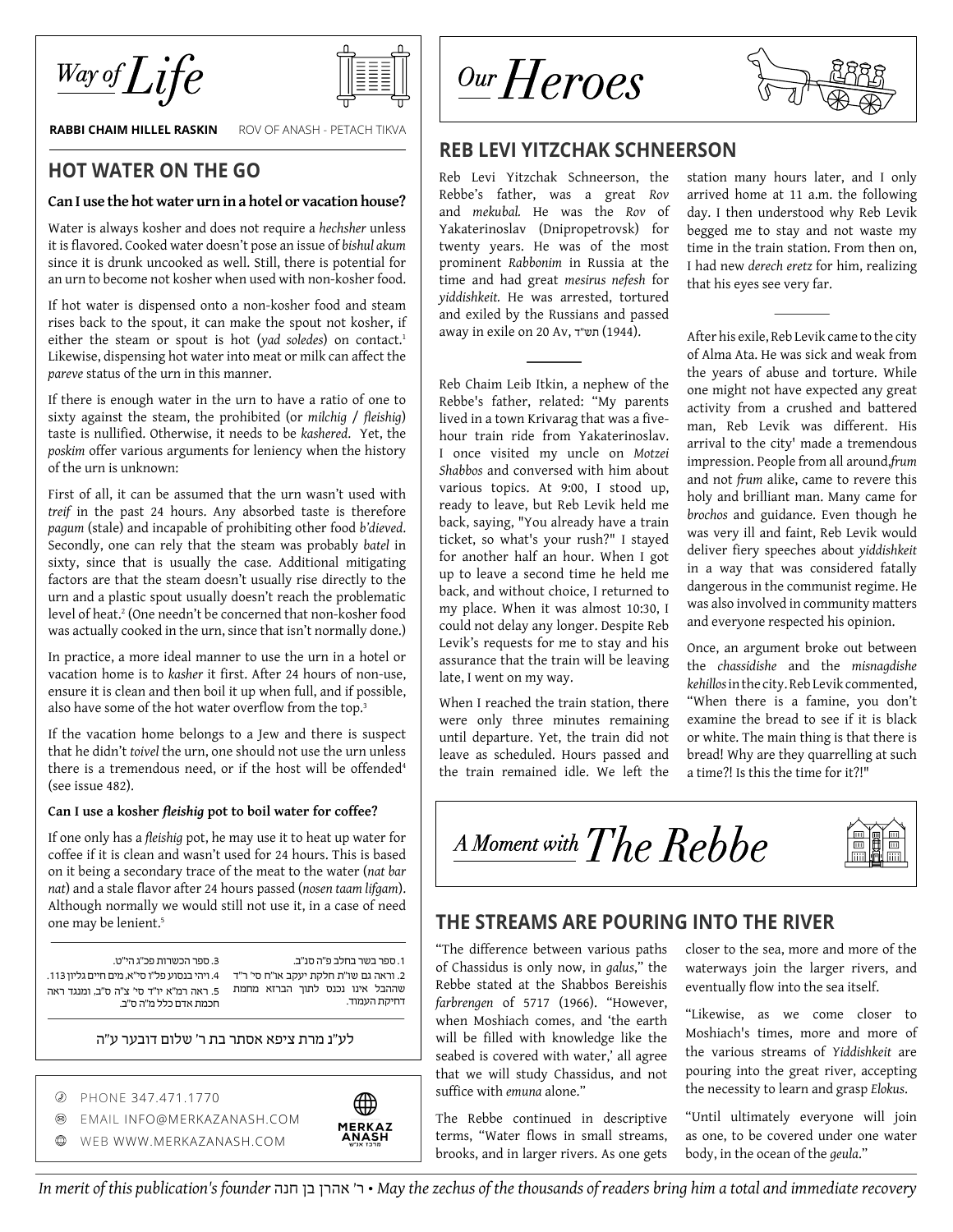# Way of Life

**RABBI CHAIM HILLEL RASKIN** ROV OF ANASH - PETACH TIKVA

## HOT WATER ON THE GO

**Can I use the hot water urn in a hotel or vacation house?**

Water is always kosher and does not require a *hechsher* unless it is flavored. Cooked water doesn't pose an issue of *bishul akum* since it is drunk uncooked as well. Still, there is potential for an urn to become not kosher when used with non-kosher food.

If hot water is dispensed onto a non-kosher food and steam rises back to the spout, it can make the spout not kosher, if either the steam or spout is hot (*yad soledes*) on contact.[1] Likewise, dispensing hot water into meat or milk can affect the *pareve* status of the urn in this manner.

If there is enough water in the urn to have a ratio of one to sixty against the steam, the prohibited (or *milchig* / *fleishig*) taste is nullified. Otherwise, it needs to be *kashered*. Yet, the *poskim* offer various arguments for leniency when the history of the urn is unknown:

First of all, it can be assumed that the urn wasn't used with *treif* in the past 24 hours. Any absorbed taste is therefore *pagum* (stale) and incapable of prohibiting other food *b'dieved*. Secondly, one can rely that the steam was probably *batel* in sixty, since that is usually the case. Additional mitigating factors are that the steam doesn't usually rise directly to the urn and a plastic spout usually doesn't reach the problematic level of heat.[2] (One needn't be concerned that non-kosher food was actually cooked in the urn, since that isn't normally done.)

In practice, a more ideal manner to use the urn in a hotel or vacation home is to *kasher* it first. After 24 hours of non-use, ensure it is clean and then boil it up when full, and if possible, also have some of the hot water overflow from the top.[3]

If the vacation home belongs to a Jew and there is suspect that he didn't *toivel* the urn, one should not use the urn unless there is a tremendous need, or if the host will be offended[4] (see issue 482).

**Can I use a kosher *fleishig* pot to boil water for coffee?**

If one only has a *fleishig* pot, he may use it to heat up water for coffee if it is clean and wasn't used for 24 hours. This is based on it being a secondary trace of the meat to the water (*nat bar nat*) and a stale flavor after 24 hours passed (*nosen taam lifgam*). Although normally we would still not use it, in a case of need one may be lenient.[5]

1. ספר בשר בחלב פ"ה סנ"ב.
2. וראה גם שו"ת חלקת יעקב או"ח סי' ר"ד שההבל אינו נכנס לתוך הברזא מחמת דחיקת העמוד.
3. ספר הכשרות פכ"ג ה"ט.
4. ויהי בנסוע פל"ו סי"א, מים חיים גליון 113.
5. ראה רמ"א יו"ד סי' צ"ה ס"ב, ומנגד ראה חכמת אדם כלל מ"ח ס"ב.

לע"נ מרת ציפא אסתר בת ר' שלום דובער ע"ה

PHONE 347.471.1770
EMAIL INFO@MERKAZANASH.COM
WEB WWW.MERKAZANASH.COM

MERKAZ ANASH מרכז אנ"ש

# Our Heroes

## REB LEVI YITZCHAK SCHNEERSON

Reb Levi Yitzchak Schneerson, the Rebbe's father, was a great *Rov* and *mekubal*. He was the *Rov* of Yakaterinoslav (Dnipropetrovsk) for twenty years. He was of the most prominent *Rabbonim* in Russia at the time and had great *mesirus nefesh* for *yiddishkeit*. He was arrested, tortured and exiled by the Russians and passed away in exile on 20 Av, תש"ד (1944).

---

Reb Chaim Leib Itkin, a nephew of the Rebbe's father, related: "My parents lived in a town Krivarag that was a five-hour train ride from Yakaterinoslav. I once visited my uncle on *Motzei Shabbos* and conversed with him about various topics. At 9:00, I stood up, ready to leave, but Reb Levik held me back, saying, "You already have a train ticket, so what's your rush?" I stayed for another half an hour. When I got up to leave a second time he held me back, and without choice, I returned to my place. When it was almost 10:30, I could not delay any longer. Despite Reb Levik's requests for me to stay and his assurance that the train will be leaving late, I went on my way.

When I reached the train station, there were only three minutes remaining until departure. Yet, the train did not leave as scheduled. Hours passed and the train remained idle. We left the station many hours later, and I only arrived home at 11 a.m. the following day. I then understood why Reb Levik begged me to stay and not waste my time in the train station. From then on, I had new *derech eretz* for him, realizing that his eyes see very far.

---

After his exile, Reb Levik came to the city of Alma Ata. He was sick and weak from the years of abuse and torture. While one might not have expected any great activity from a crushed and battered man, Reb Levik was different. His arrival to the city' made a tremendous impression. People from all around,*frum* and not *frum* alike, came to revere this holy and brilliant man. Many came for *brochos* and guidance. Even though he was very ill and faint, Reb Levik would deliver fiery speeches about *yiddishkeit* in a way that was considered fatally dangerous in the communist regime. He was also involved in community matters and everyone respected his opinion.

Once, an argument broke out between the *chassidishe* and the *misnagdishe kehillos* in the city. Reb Levik commented, "When there is a famine, you don't examine the bread to see if it is black or white. The main thing is that there is bread! Why are they quarrelling at such a time?! Is this the time for it?!"

# A Moment with The Rebbe

## THE STREAMS ARE POURING INTO THE RIVER

"The difference between various paths of Chassidus is only now, in *galus*," the Rebbe stated at the Shabbos Bereishis *farbrengen* of 5717 (1966). "However, when Moshiach comes, and 'the earth will be filled with knowledge like the seabed is covered with water,' all agree that we will study Chassidus, and not suffice with *emuna* alone."

The Rebbe continued in descriptive terms, "Water flows in small streams, brooks, and in larger rivers. As one gets closer to the sea, more and more of the waterways join the larger rivers, and eventually flow into the sea itself.

"Likewise, as we come closer to Moshiach's times, more and more of the various streams of *Yiddishkeit* are pouring into the great river, accepting the necessity to learn and grasp *Elokus*.

"Until ultimately everyone will join as one, to be covered under one water body, in the ocean of the *geula*."

*In merit of this publication's founder* ר' אהרן בן חנה • *May the zechus of the thousands of readers bring him a total and immediate recovery*